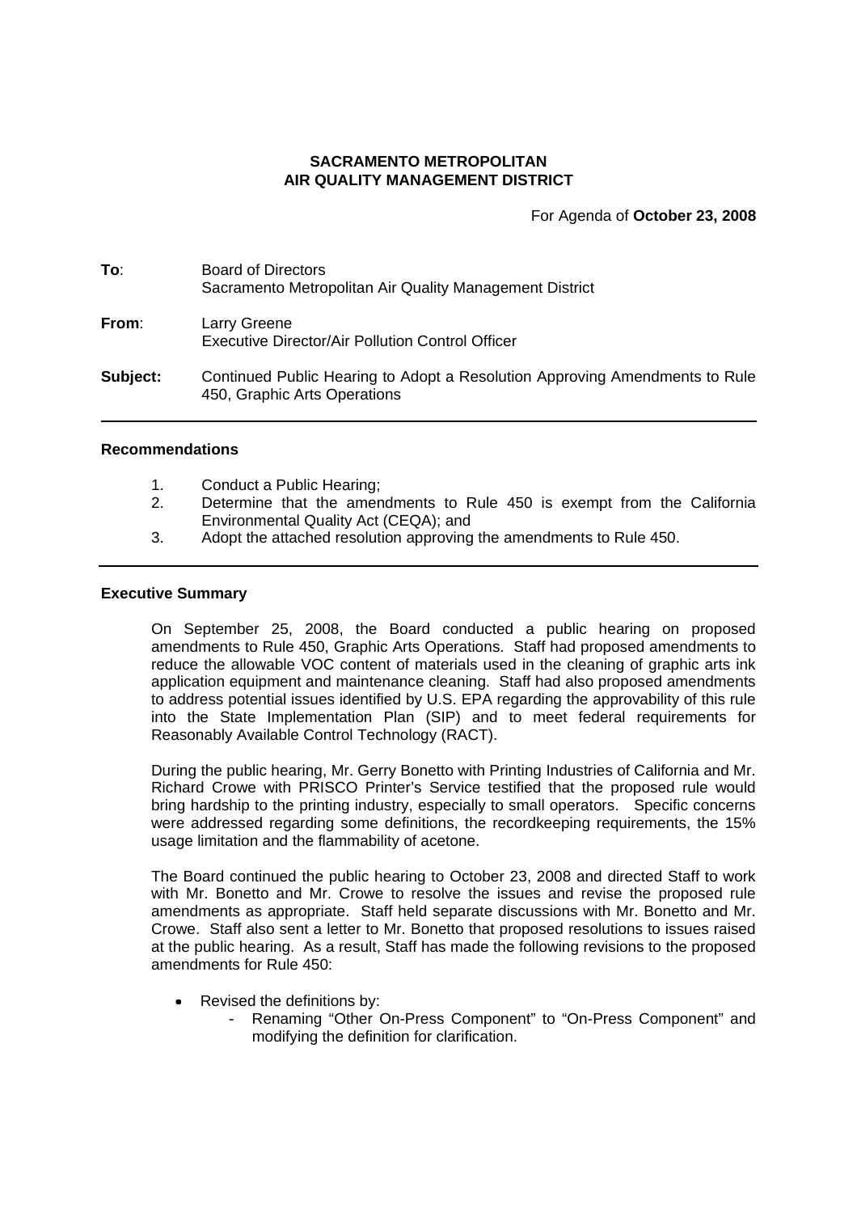**SACRAMENTO METROPOLITAN**
**AIR QUALITY MANAGEMENT DISTRICT**

For Agenda of **October 23, 2008**

**To**: Board of Directors
Sacramento Metropolitan Air Quality Management District

**From**: Larry Greene
Executive Director/Air Pollution Control Officer

**Subject:** Continued Public Hearing to Adopt a Resolution Approving Amendments to Rule 450, Graphic Arts Operations

---

### Recommendations

1. Conduct a Public Hearing;
2. Determine that the amendments to Rule 450 is exempt from the California Environmental Quality Act (CEQA); and
3. Adopt the attached resolution approving the amendments to Rule 450.

---

### Executive Summary

On September 25, 2008, the Board conducted a public hearing on proposed amendments to Rule 450, Graphic Arts Operations. Staff had proposed amendments to reduce the allowable VOC content of materials used in the cleaning of graphic arts ink application equipment and maintenance cleaning. Staff had also proposed amendments to address potential issues identified by U.S. EPA regarding the approvability of this rule into the State Implementation Plan (SIP) and to meet federal requirements for Reasonably Available Control Technology (RACT).

During the public hearing, Mr. Gerry Bonetto with Printing Industries of California and Mr. Richard Crowe with PRISCO Printer's Service testified that the proposed rule would bring hardship to the printing industry, especially to small operators. Specific concerns were addressed regarding some definitions, the recordkeeping requirements, the 15% usage limitation and the flammability of acetone.

The Board continued the public hearing to October 23, 2008 and directed Staff to work with Mr. Bonetto and Mr. Crowe to resolve the issues and revise the proposed rule amendments as appropriate. Staff held separate discussions with Mr. Bonetto and Mr. Crowe. Staff also sent a letter to Mr. Bonetto that proposed resolutions to issues raised at the public hearing. As a result, Staff has made the following revisions to the proposed amendments for Rule 450:

- Revised the definitions by:
  - Renaming "Other On-Press Component" to "On-Press Component" and modifying the definition for clarification.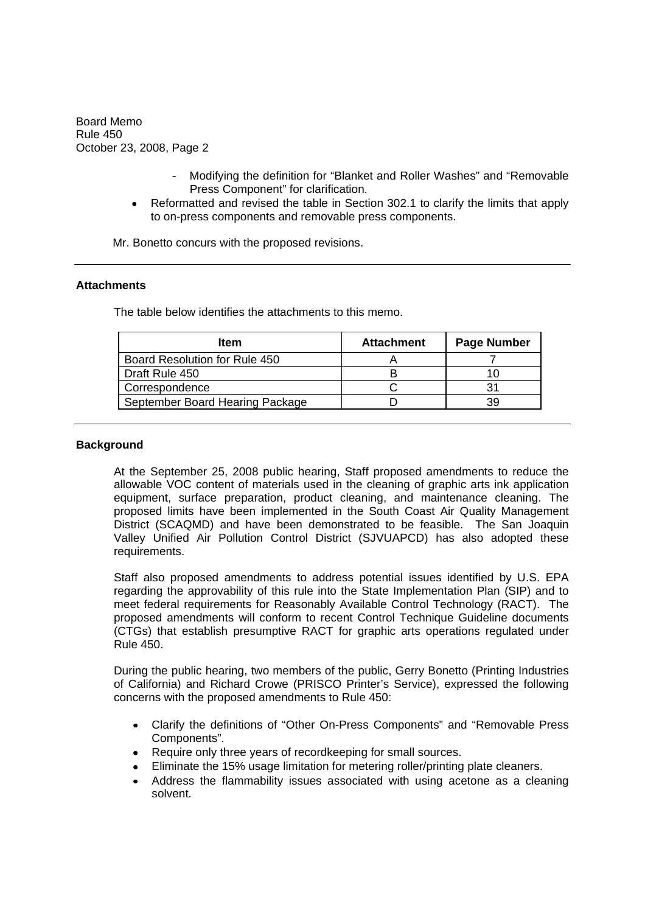- Modifying the definition for "Blanket and Roller Washes" and "Removable Press Component" for clarification.

- Reformatted and revised the table in Section 302.1 to clarify the limits that apply to on-press components and removable press components.

Mr. Bonetto concurs with the proposed revisions.

---

## Attachments

The table below identifies the attachments to this memo.

| Item | Attachment | Page Number |
|---|---|---|
| Board Resolution for Rule 450 | A | 7 |
| Draft Rule 450 | B | 10 |
| Correspondence | C | 31 |
| September Board Hearing Package | D | 39 |

---

## Background

At the September 25, 2008 public hearing, Staff proposed amendments to reduce the allowable VOC content of materials used in the cleaning of graphic arts ink application equipment, surface preparation, product cleaning, and maintenance cleaning. The proposed limits have been implemented in the South Coast Air Quality Management District (SCAQMD) and have been demonstrated to be feasible. The San Joaquin Valley Unified Air Pollution Control District (SJVUAPCD) has also adopted these requirements.

Staff also proposed amendments to address potential issues identified by U.S. EPA regarding the approvability of this rule into the State Implementation Plan (SIP) and to meet federal requirements for Reasonably Available Control Technology (RACT). The proposed amendments will conform to recent Control Technique Guideline documents (CTGs) that establish presumptive RACT for graphic arts operations regulated under Rule 450.

During the public hearing, two members of the public, Gerry Bonetto (Printing Industries of California) and Richard Crowe (PRISCO Printer's Service), expressed the following concerns with the proposed amendments to Rule 450:

- Clarify the definitions of "Other On-Press Components" and "Removable Press Components".
- Require only three years of recordkeeping for small sources.
- Eliminate the 15% usage limitation for metering roller/printing plate cleaners.
- Address the flammability issues associated with using acetone as a cleaning solvent.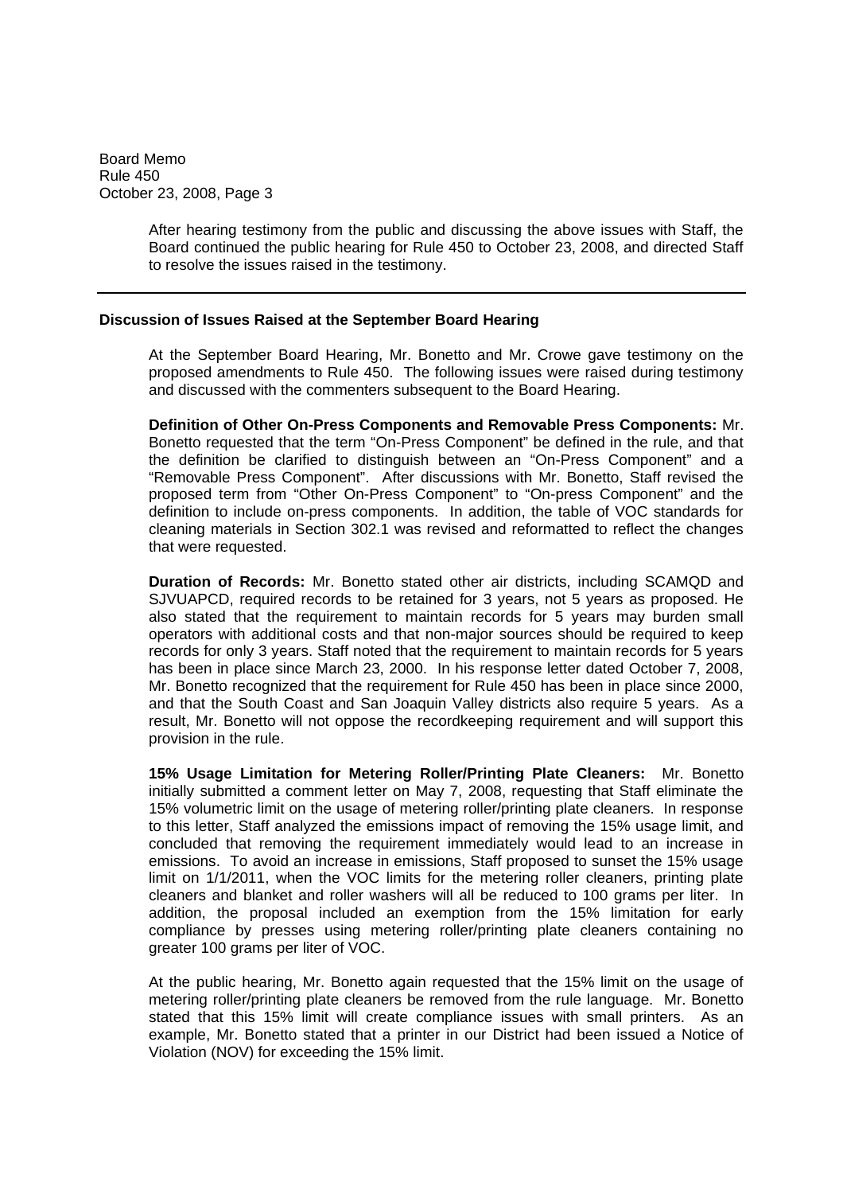After hearing testimony from the public and discussing the above issues with Staff, the Board continued the public hearing for Rule 450 to October 23, 2008, and directed Staff to resolve the issues raised in the testimony.

---

**Discussion of Issues Raised at the September Board Hearing**

At the September Board Hearing, Mr. Bonetto and Mr. Crowe gave testimony on the proposed amendments to Rule 450. The following issues were raised during testimony and discussed with the commenters subsequent to the Board Hearing.

**Definition of Other On-Press Components and Removable Press Components:** Mr. Bonetto requested that the term "On-Press Component" be defined in the rule, and that the definition be clarified to distinguish between an "On-Press Component" and a "Removable Press Component". After discussions with Mr. Bonetto, Staff revised the proposed term from "Other On-Press Component" to "On-press Component" and the definition to include on-press components. In addition, the table of VOC standards for cleaning materials in Section 302.1 was revised and reformatted to reflect the changes that were requested.

**Duration of Records:** Mr. Bonetto stated other air districts, including SCAMQD and SJVUAPCD, required records to be retained for 3 years, not 5 years as proposed. He also stated that the requirement to maintain records for 5 years may burden small operators with additional costs and that non-major sources should be required to keep records for only 3 years. Staff noted that the requirement to maintain records for 5 years has been in place since March 23, 2000. In his response letter dated October 7, 2008, Mr. Bonetto recognized that the requirement for Rule 450 has been in place since 2000, and that the South Coast and San Joaquin Valley districts also require 5 years. As a result, Mr. Bonetto will not oppose the recordkeeping requirement and will support this provision in the rule.

**15% Usage Limitation for Metering Roller/Printing Plate Cleaners:** Mr. Bonetto initially submitted a comment letter on May 7, 2008, requesting that Staff eliminate the 15% volumetric limit on the usage of metering roller/printing plate cleaners. In response to this letter, Staff analyzed the emissions impact of removing the 15% usage limit, and concluded that removing the requirement immediately would lead to an increase in emissions. To avoid an increase in emissions, Staff proposed to sunset the 15% usage limit on 1/1/2011, when the VOC limits for the metering roller cleaners, printing plate cleaners and blanket and roller washers will all be reduced to 100 grams per liter. In addition, the proposal included an exemption from the 15% limitation for early compliance by presses using metering roller/printing plate cleaners containing no greater 100 grams per liter of VOC.

At the public hearing, Mr. Bonetto again requested that the 15% limit on the usage of metering roller/printing plate cleaners be removed from the rule language. Mr. Bonetto stated that this 15% limit will create compliance issues with small printers. As an example, Mr. Bonetto stated that a printer in our District had been issued a Notice of Violation (NOV) for exceeding the 15% limit.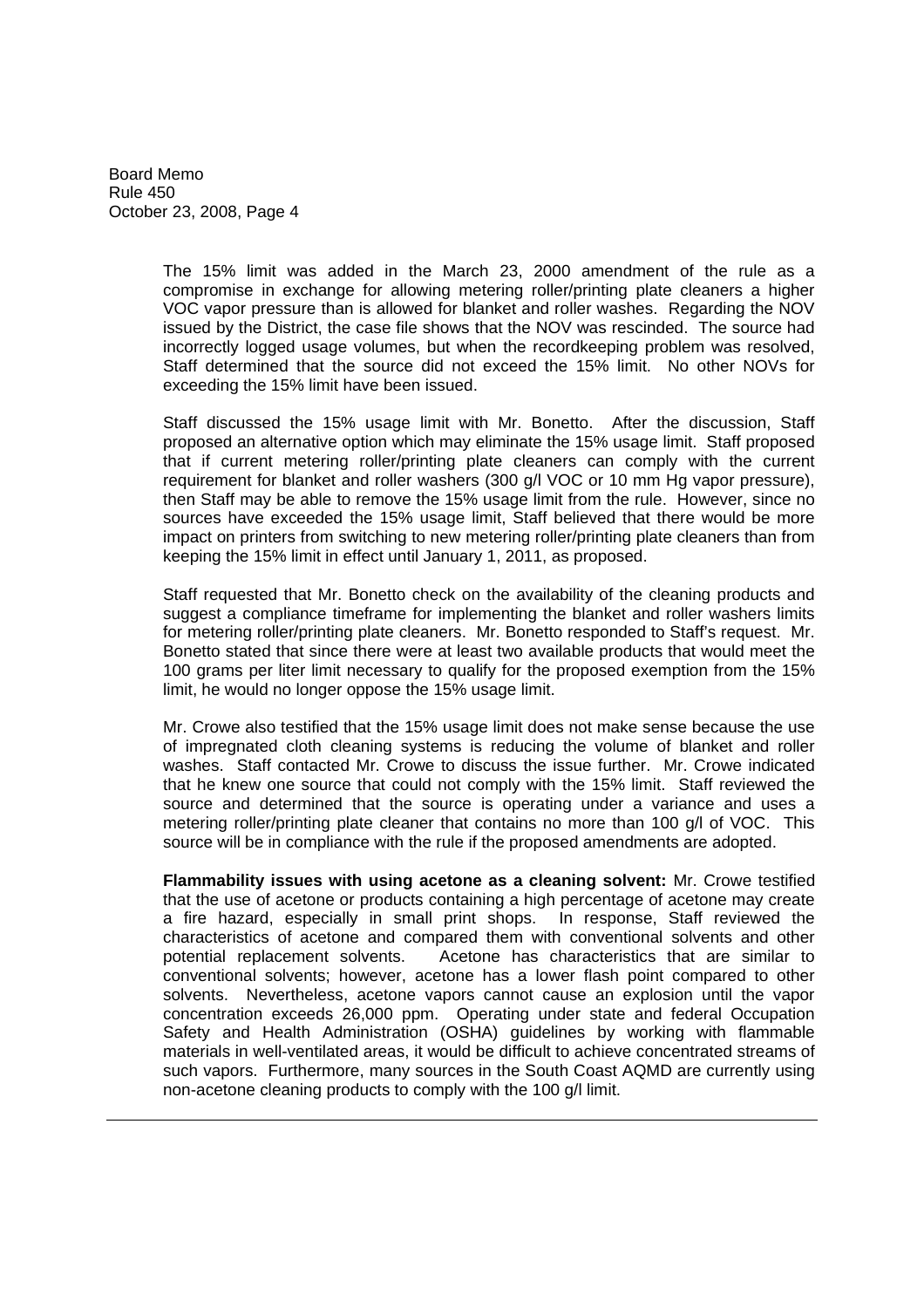The 15% limit was added in the March 23, 2000 amendment of the rule as a compromise in exchange for allowing metering roller/printing plate cleaners a higher VOC vapor pressure than is allowed for blanket and roller washes. Regarding the NOV issued by the District, the case file shows that the NOV was rescinded. The source had incorrectly logged usage volumes, but when the recordkeeping problem was resolved, Staff determined that the source did not exceed the 15% limit. No other NOVs for exceeding the 15% limit have been issued.

Staff discussed the 15% usage limit with Mr. Bonetto. After the discussion, Staff proposed an alternative option which may eliminate the 15% usage limit. Staff proposed that if current metering roller/printing plate cleaners can comply with the current requirement for blanket and roller washers (300 g/l VOC or 10 mm Hg vapor pressure), then Staff may be able to remove the 15% usage limit from the rule. However, since no sources have exceeded the 15% usage limit, Staff believed that there would be more impact on printers from switching to new metering roller/printing plate cleaners than from keeping the 15% limit in effect until January 1, 2011, as proposed.

Staff requested that Mr. Bonetto check on the availability of the cleaning products and suggest a compliance timeframe for implementing the blanket and roller washers limits for metering roller/printing plate cleaners. Mr. Bonetto responded to Staff's request. Mr. Bonetto stated that since there were at least two available products that would meet the 100 grams per liter limit necessary to qualify for the proposed exemption from the 15% limit, he would no longer oppose the 15% usage limit.

Mr. Crowe also testified that the 15% usage limit does not make sense because the use of impregnated cloth cleaning systems is reducing the volume of blanket and roller washes. Staff contacted Mr. Crowe to discuss the issue further. Mr. Crowe indicated that he knew one source that could not comply with the 15% limit. Staff reviewed the source and determined that the source is operating under a variance and uses a metering roller/printing plate cleaner that contains no more than 100 g/l of VOC. This source will be in compliance with the rule if the proposed amendments are adopted.

**Flammability issues with using acetone as a cleaning solvent:** Mr. Crowe testified that the use of acetone or products containing a high percentage of acetone may create a fire hazard, especially in small print shops. In response, Staff reviewed the characteristics of acetone and compared them with conventional solvents and other potential replacement solvents. Acetone has characteristics that are similar to conventional solvents; however, acetone has a lower flash point compared to other solvents. Nevertheless, acetone vapors cannot cause an explosion until the vapor concentration exceeds 26,000 ppm. Operating under state and federal Occupation Safety and Health Administration (OSHA) guidelines by working with flammable materials in well-ventilated areas, it would be difficult to achieve concentrated streams of such vapors. Furthermore, many sources in the South Coast AQMD are currently using non-acetone cleaning products to comply with the 100 g/l limit.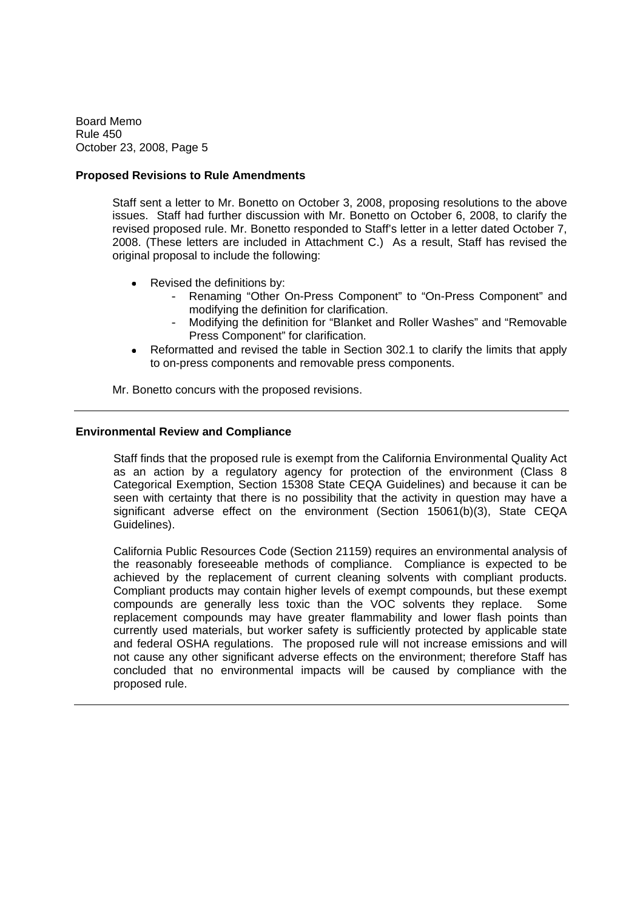**Proposed Revisions to Rule Amendments**

Staff sent a letter to Mr. Bonetto on October 3, 2008, proposing resolutions to the above issues. Staff had further discussion with Mr. Bonetto on October 6, 2008, to clarify the revised proposed rule. Mr. Bonetto responded to Staff's letter in a letter dated October 7, 2008. (These letters are included in Attachment C.) As a result, Staff has revised the original proposal to include the following:

- Revised the definitions by:
  - Renaming "Other On-Press Component" to "On-Press Component" and modifying the definition for clarification.
  - Modifying the definition for "Blanket and Roller Washes" and "Removable Press Component" for clarification.
- Reformatted and revised the table in Section 302.1 to clarify the limits that apply to on-press components and removable press components.

Mr. Bonetto concurs with the proposed revisions.

---

**Environmental Review and Compliance**

Staff finds that the proposed rule is exempt from the California Environmental Quality Act as an action by a regulatory agency for protection of the environment (Class 8 Categorical Exemption, Section 15308 State CEQA Guidelines) and because it can be seen with certainty that there is no possibility that the activity in question may have a significant adverse effect on the environment (Section 15061(b)(3), State CEQA Guidelines).

California Public Resources Code (Section 21159) requires an environmental analysis of the reasonably foreseeable methods of compliance. Compliance is expected to be achieved by the replacement of current cleaning solvents with compliant products. Compliant products may contain higher levels of exempt compounds, but these exempt compounds are generally less toxic than the VOC solvents they replace. Some replacement compounds may have greater flammability and lower flash points than currently used materials, but worker safety is sufficiently protected by applicable state and federal OSHA regulations. The proposed rule will not increase emissions and will not cause any other significant adverse effects on the environment; therefore Staff has concluded that no environmental impacts will be caused by compliance with the proposed rule.

---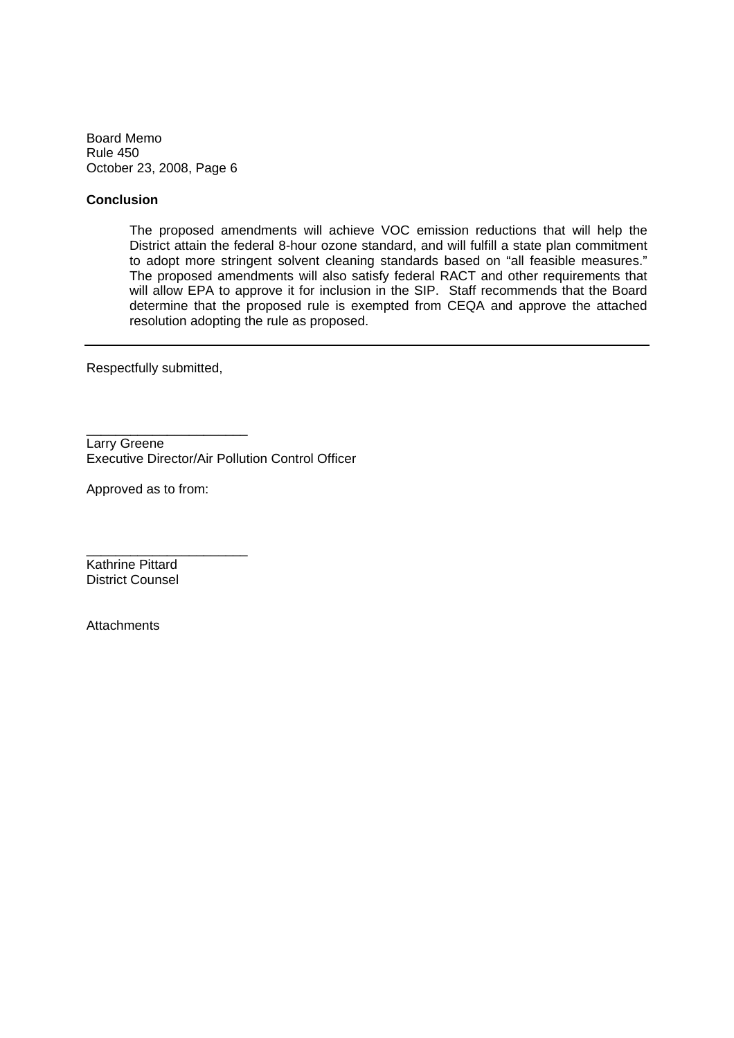**Conclusion**

The proposed amendments will achieve VOC emission reductions that will help the District attain the federal 8-hour ozone standard, and will fulfill a state plan commitment to adopt more stringent solvent cleaning standards based on “all feasible measures.” The proposed amendments will also satisfy federal RACT and other requirements that will allow EPA to approve it for inclusion in the SIP. Staff recommends that the Board determine that the proposed rule is exempted from CEQA and approve the attached resolution adopting the rule as proposed.

---

Respectfully submitted,

______________________
Larry Greene
Executive Director/Air Pollution Control Officer

Approved as to from:

______________________
Kathrine Pittard
District Counsel

Attachments